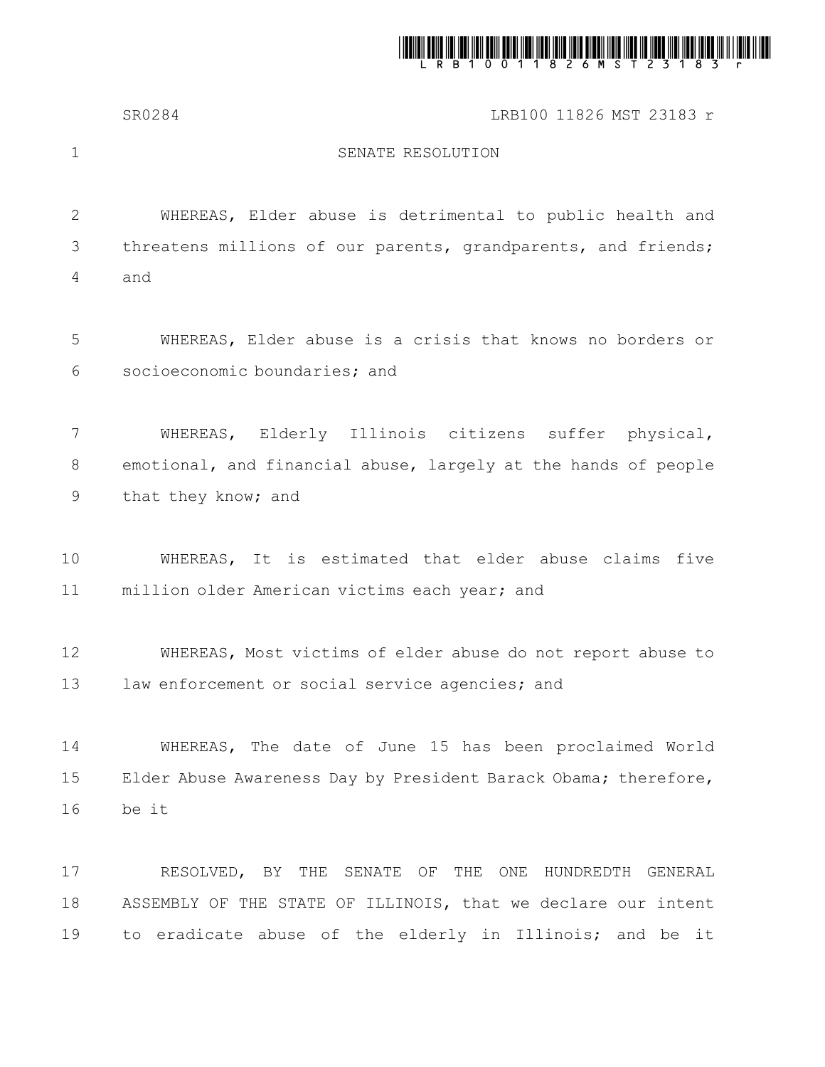# SENATE RESOLUTION

WHEREAS, Elder abuse is detrimental to public health and threatens millions of our parents, grandparents, and friends; and

WHEREAS, Elder abuse is a crisis that knows no borders or socioeconomic boundaries; and

WHEREAS, Elderly Illinois citizens suffer physical, emotional, and financial abuse, largely at the hands of people that they know; and

WHEREAS, It is estimated that elder abuse claims five million older American victims each year; and

WHEREAS, Most victims of elder abuse do not report abuse to law enforcement or social service agencies; and

WHEREAS, The date of June 15 has been proclaimed World Elder Abuse Awareness Day by President Barack Obama; therefore, be it

RESOLVED, BY THE SENATE OF THE ONE HUNDREDTH GENERAL ASSEMBLY OF THE STATE OF ILLINOIS, that we declare our intent to eradicate abuse of the elderly in Illinois; and be it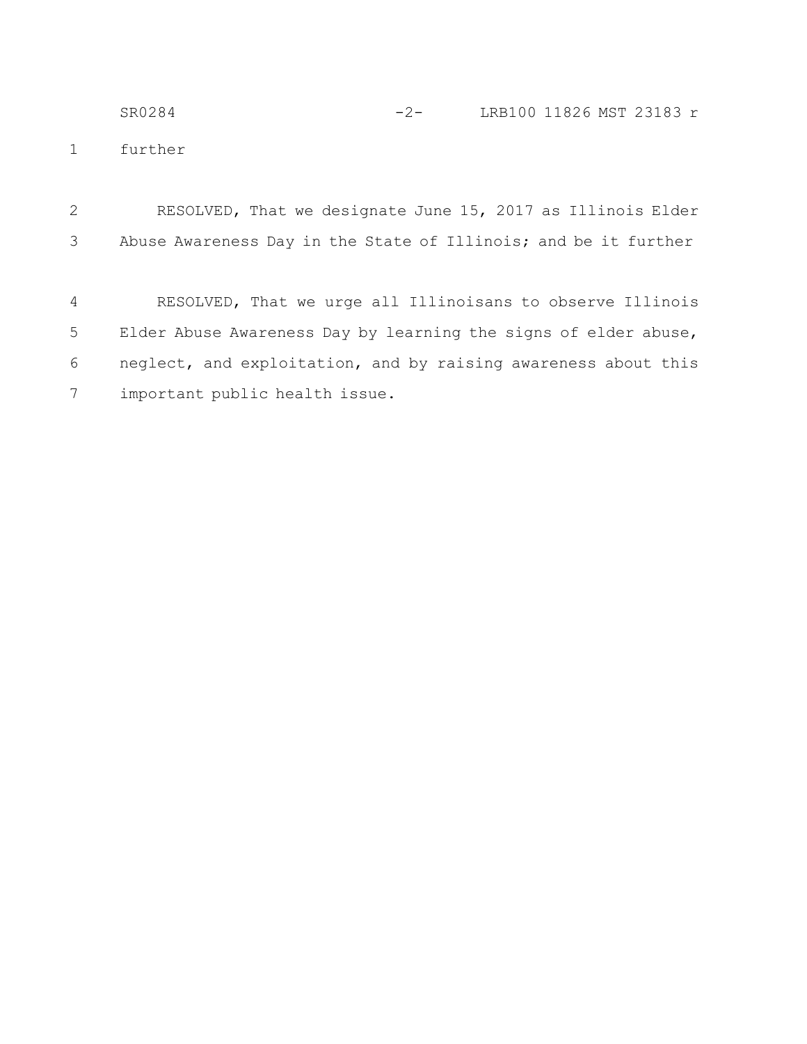further

RESOLVED, That we designate June 15, 2017 as Illinois Elder Abuse Awareness Day in the State of Illinois; and be it further

RESOLVED, That we urge all Illinoisans to observe Illinois Elder Abuse Awareness Day by learning the signs of elder abuse, neglect, and exploitation, and by raising awareness about this important public health issue.